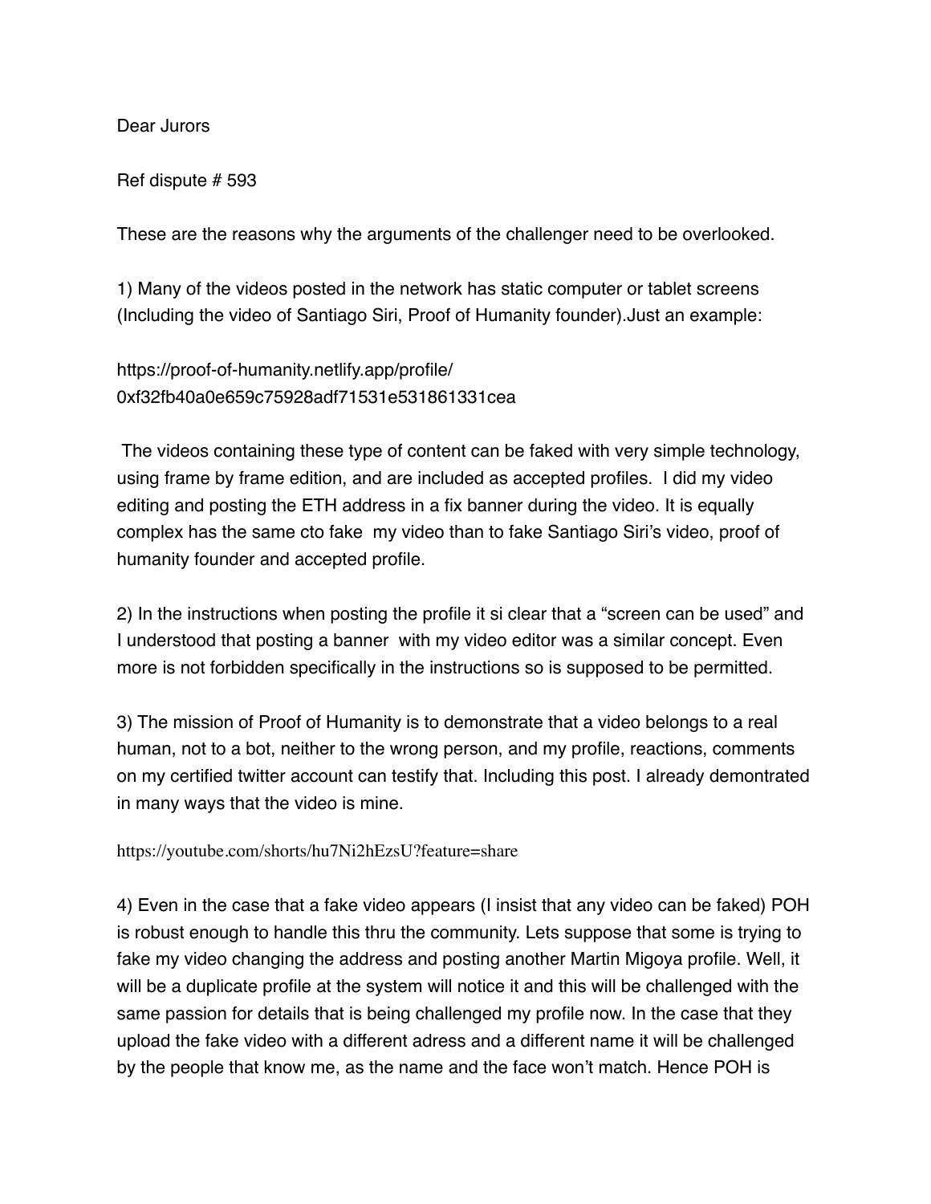Dear Jurors

Ref dispute # 593

These are the reasons why the arguments of the challenger need to be overlooked.

1) Many of the videos posted in the network has static computer or tablet screens (Including the video of Santiago Siri, Proof of Humanity founder).Just an example:

https://proof-of-humanity.netlify.app/profile/0xf32fb40a0e659c75928adf71531e531861331cea

The videos containing these type of content can be faked with very simple technology, using frame by frame edition, and are included as accepted profiles. I did my video editing and posting the ETH address in a fix banner during the video. It is equally complex has the same cto fake my video than to fake Santiago Siri's video, proof of humanity founder and accepted profile.

2) In the instructions when posting the profile it si clear that a "screen can be used" and I understood that posting a banner with my video editor was a similar concept. Even more is not forbidden specifically in the instructions so is supposed to be permitted.

3) The mission of Proof of Humanity is to demonstrate that a video belongs to a real human, not to a bot, neither to the wrong person, and my profile, reactions, comments on my certified twitter account can testify that. Including this post. I already demontrated in many ways that the video is mine.

https://youtube.com/shorts/hu7Ni2hEzsU?feature=share

4) Even in the case that a fake video appears (I insist that any video can be faked) POH is robust enough to handle this thru the community. Lets suppose that some is trying to fake my video changing the address and posting another Martin Migoya profile. Well, it will be a duplicate profile at the system will notice it and this will be challenged with the same passion for details that is being challenged my profile now. In the case that they upload the fake video with a different adress and a different name it will be challenged by the people that know me, as the name and the face won't match. Hence POH is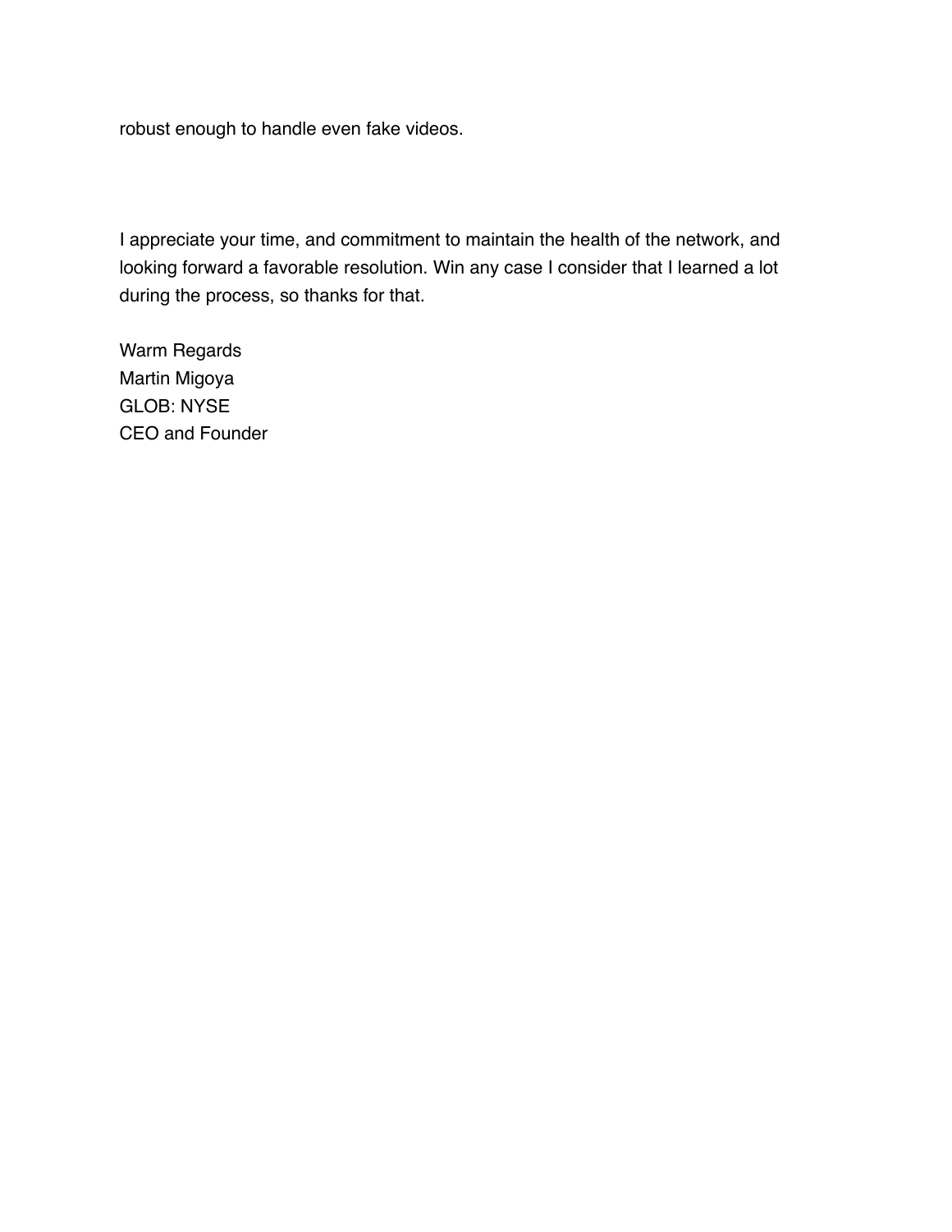robust enough to handle even fake videos.

I appreciate your time, and commitment to maintain the health of the network, and looking forward a favorable resolution. Win any case I consider that I learned a lot during the process, so thanks for that.

Warm Regards  
Martin Migoya  
GLOB: NYSE  
CEO and Founder